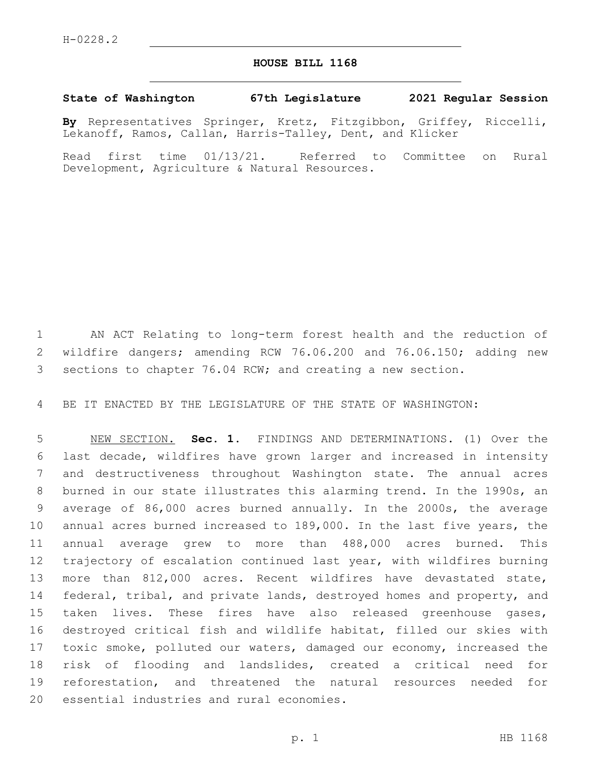H-0228.2

# HOUSE BILL 1168

**State of Washington 67th Legislature 2021 Regular Session**

**By** Representatives Springer, Kretz, Fitzgibbon, Griffey, Riccelli, Lekanoff, Ramos, Callan, Harris-Talley, Dent, and Klicker

Read first time 01/13/21. Referred to Committee on Rural Development, Agriculture & Natural Resources.

AN ACT Relating to long-term forest health and the reduction of wildfire dangers; amending RCW 76.06.200 and 76.06.150; adding new sections to chapter 76.04 RCW; and creating a new section.

BE IT ENACTED BY THE LEGISLATURE OF THE STATE OF WASHINGTON:

NEW SECTION. **Sec. 1.** FINDINGS AND DETERMINATIONS. (1) Over the last decade, wildfires have grown larger and increased in intensity and destructiveness throughout Washington state. The annual acres burned in our state illustrates this alarming trend. In the 1990s, an average of 86,000 acres burned annually. In the 2000s, the average annual acres burned increased to 189,000. In the last five years, the annual average grew to more than 488,000 acres burned. This trajectory of escalation continued last year, with wildfires burning more than 812,000 acres. Recent wildfires have devastated state, federal, tribal, and private lands, destroyed homes and property, and taken lives. These fires have also released greenhouse gases, destroyed critical fish and wildlife habitat, filled our skies with toxic smoke, polluted our waters, damaged our economy, increased the risk of flooding and landslides, created a critical need for reforestation, and threatened the natural resources needed for essential industries and rural economies.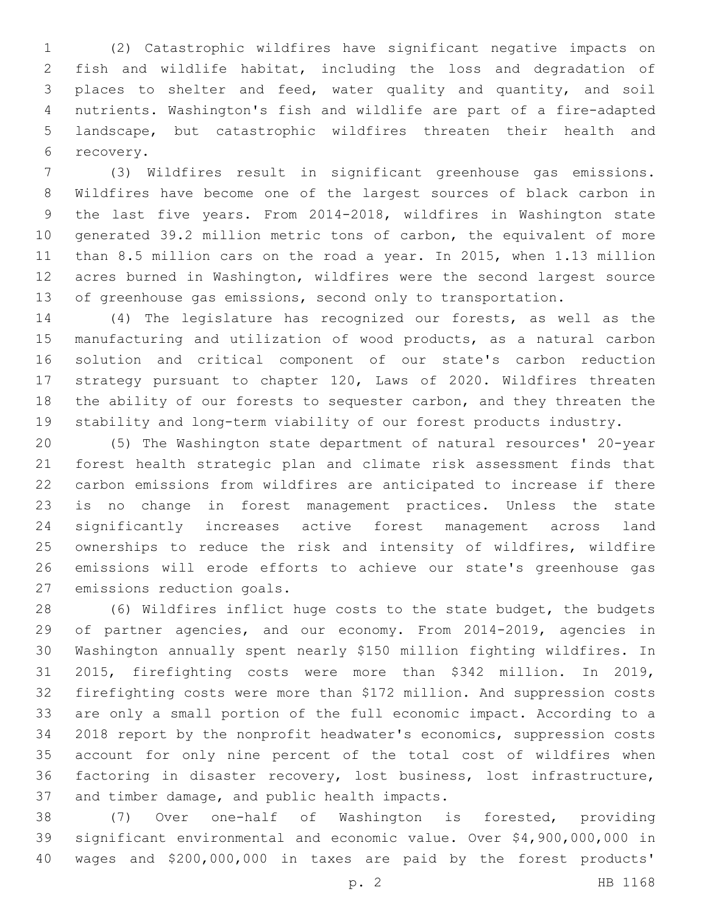(2) Catastrophic wildfires have significant negative impacts on fish and wildlife habitat, including the loss and degradation of places to shelter and feed, water quality and quantity, and soil nutrients. Washington's fish and wildlife are part of a fire-adapted landscape, but catastrophic wildfires threaten their health and recovery.

(3) Wildfires result in significant greenhouse gas emissions. Wildfires have become one of the largest sources of black carbon in the last five years. From 2014-2018, wildfires in Washington state generated 39.2 million metric tons of carbon, the equivalent of more than 8.5 million cars on the road a year. In 2015, when 1.13 million acres burned in Washington, wildfires were the second largest source of greenhouse gas emissions, second only to transportation.

(4) The legislature has recognized our forests, as well as the manufacturing and utilization of wood products, as a natural carbon solution and critical component of our state's carbon reduction strategy pursuant to chapter 120, Laws of 2020. Wildfires threaten the ability of our forests to sequester carbon, and they threaten the stability and long-term viability of our forest products industry.

(5) The Washington state department of natural resources' 20-year forest health strategic plan and climate risk assessment finds that carbon emissions from wildfires are anticipated to increase if there is no change in forest management practices. Unless the state significantly increases active forest management across land ownerships to reduce the risk and intensity of wildfires, wildfire emissions will erode efforts to achieve our state's greenhouse gas emissions reduction goals.

(6) Wildfires inflict huge costs to the state budget, the budgets of partner agencies, and our economy. From 2014-2019, agencies in Washington annually spent nearly $150 million fighting wildfires. In 2015, firefighting costs were more than $342 million. In 2019, firefighting costs were more than $172 million. And suppression costs are only a small portion of the full economic impact. According to a 2018 report by the nonprofit headwater's economics, suppression costs account for only nine percent of the total cost of wildfires when factoring in disaster recovery, lost business, lost infrastructure, and timber damage, and public health impacts.

(7) Over one-half of Washington is forested, providing significant environmental and economic value. Over $4,900,000,000 in wages and $200,000,000 in taxes are paid by the forest products'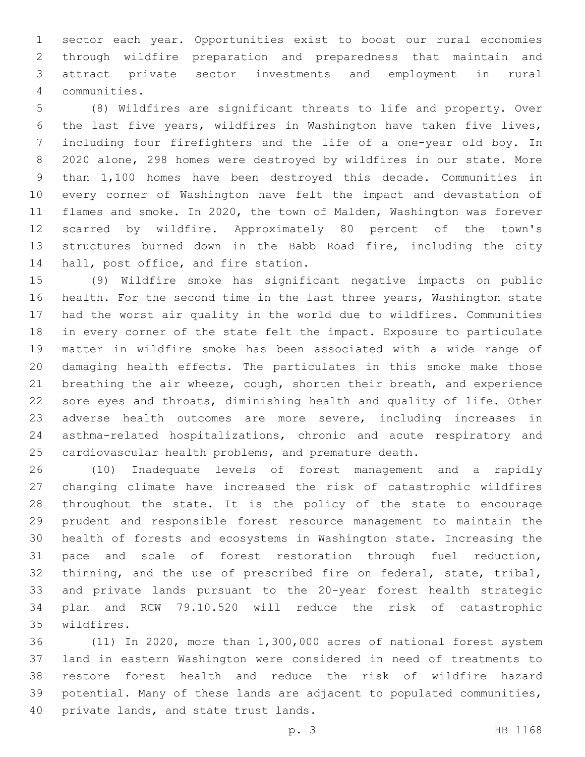sector each year. Opportunities exist to boost our rural economies through wildfire preparation and preparedness that maintain and attract private sector investments and employment in rural communities.

(8) Wildfires are significant threats to life and property. Over the last five years, wildfires in Washington have taken five lives, including four firefighters and the life of a one-year old boy. In 2020 alone, 298 homes were destroyed by wildfires in our state. More than 1,100 homes have been destroyed this decade. Communities in every corner of Washington have felt the impact and devastation of flames and smoke. In 2020, the town of Malden, Washington was forever scarred by wildfire. Approximately 80 percent of the town's structures burned down in the Babb Road fire, including the city hall, post office, and fire station.

(9) Wildfire smoke has significant negative impacts on public health. For the second time in the last three years, Washington state had the worst air quality in the world due to wildfires. Communities in every corner of the state felt the impact. Exposure to particulate matter in wildfire smoke has been associated with a wide range of damaging health effects. The particulates in this smoke make those breathing the air wheeze, cough, shorten their breath, and experience sore eyes and throats, diminishing health and quality of life. Other adverse health outcomes are more severe, including increases in asthma-related hospitalizations, chronic and acute respiratory and cardiovascular health problems, and premature death.

(10) Inadequate levels of forest management and a rapidly changing climate have increased the risk of catastrophic wildfires throughout the state. It is the policy of the state to encourage prudent and responsible forest resource management to maintain the health of forests and ecosystems in Washington state. Increasing the pace and scale of forest restoration through fuel reduction, thinning, and the use of prescribed fire on federal, state, tribal, and private lands pursuant to the 20-year forest health strategic plan and RCW 79.10.520 will reduce the risk of catastrophic wildfires.

(11) In 2020, more than 1,300,000 acres of national forest system land in eastern Washington were considered in need of treatments to restore forest health and reduce the risk of wildfire hazard potential. Many of these lands are adjacent to populated communities, private lands, and state trust lands.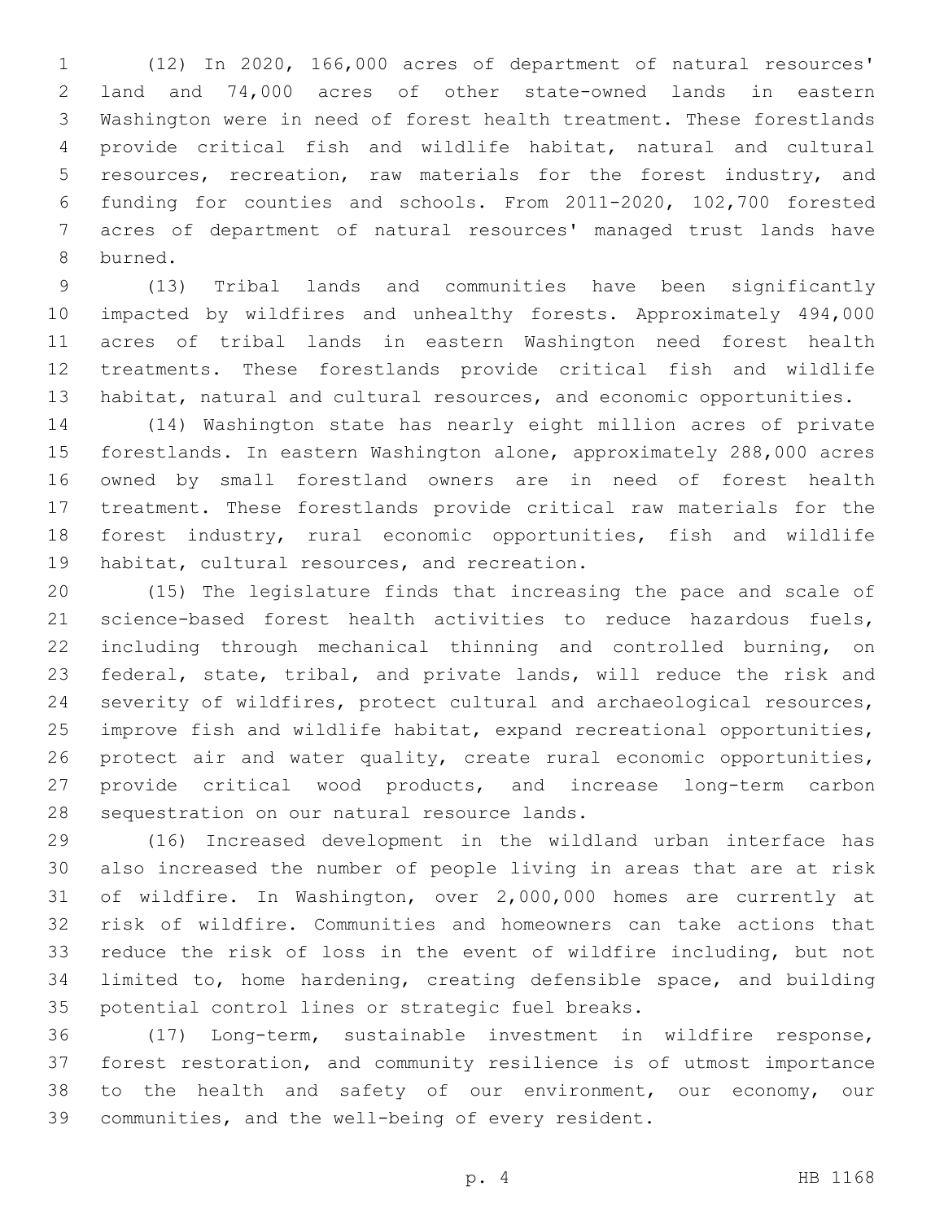(12) In 2020, 166,000 acres of department of natural resources' land and 74,000 acres of other state-owned lands in eastern Washington were in need of forest health treatment. These forestlands provide critical fish and wildlife habitat, natural and cultural resources, recreation, raw materials for the forest industry, and funding for counties and schools. From 2011-2020, 102,700 forested acres of department of natural resources' managed trust lands have burned.

(13) Tribal lands and communities have been significantly impacted by wildfires and unhealthy forests. Approximately 494,000 acres of tribal lands in eastern Washington need forest health treatments. These forestlands provide critical fish and wildlife habitat, natural and cultural resources, and economic opportunities.

(14) Washington state has nearly eight million acres of private forestlands. In eastern Washington alone, approximately 288,000 acres owned by small forestland owners are in need of forest health treatment. These forestlands provide critical raw materials for the forest industry, rural economic opportunities, fish and wildlife habitat, cultural resources, and recreation.

(15) The legislature finds that increasing the pace and scale of science-based forest health activities to reduce hazardous fuels, including through mechanical thinning and controlled burning, on federal, state, tribal, and private lands, will reduce the risk and severity of wildfires, protect cultural and archaeological resources, improve fish and wildlife habitat, expand recreational opportunities, protect air and water quality, create rural economic opportunities, provide critical wood products, and increase long-term carbon sequestration on our natural resource lands.

(16) Increased development in the wildland urban interface has also increased the number of people living in areas that are at risk of wildfire. In Washington, over 2,000,000 homes are currently at risk of wildfire. Communities and homeowners can take actions that reduce the risk of loss in the event of wildfire including, but not limited to, home hardening, creating defensible space, and building potential control lines or strategic fuel breaks.

(17) Long-term, sustainable investment in wildfire response, forest restoration, and community resilience is of utmost importance to the health and safety of our environment, our economy, our communities, and the well-being of every resident.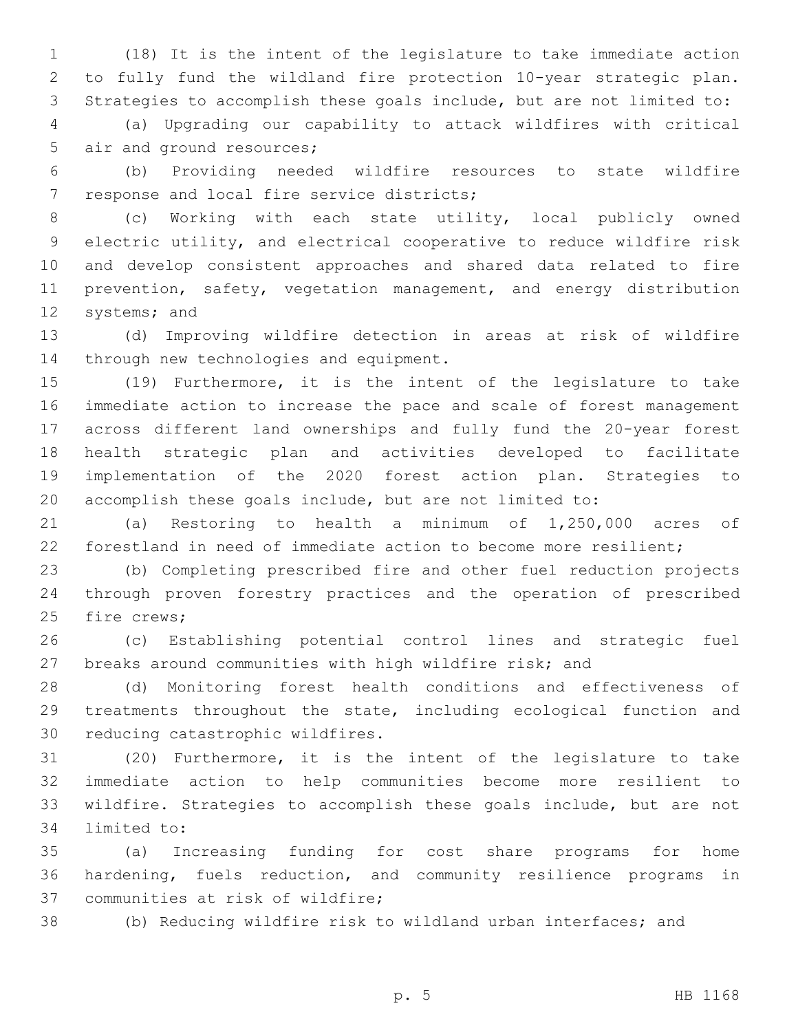(18) It is the intent of the legislature to take immediate action to fully fund the wildland fire protection 10-year strategic plan. Strategies to accomplish these goals include, but are not limited to:

(a) Upgrading our capability to attack wildfires with critical air and ground resources;

(b) Providing needed wildfire resources to state wildfire response and local fire service districts;

(c) Working with each state utility, local publicly owned electric utility, and electrical cooperative to reduce wildfire risk and develop consistent approaches and shared data related to fire prevention, safety, vegetation management, and energy distribution systems; and

(d) Improving wildfire detection in areas at risk of wildfire through new technologies and equipment.

(19) Furthermore, it is the intent of the legislature to take immediate action to increase the pace and scale of forest management across different land ownerships and fully fund the 20-year forest health strategic plan and activities developed to facilitate implementation of the 2020 forest action plan. Strategies to accomplish these goals include, but are not limited to:

(a) Restoring to health a minimum of 1,250,000 acres of forestland in need of immediate action to become more resilient;

(b) Completing prescribed fire and other fuel reduction projects through proven forestry practices and the operation of prescribed fire crews;

(c) Establishing potential control lines and strategic fuel breaks around communities with high wildfire risk; and

(d) Monitoring forest health conditions and effectiveness of treatments throughout the state, including ecological function and reducing catastrophic wildfires.

(20) Furthermore, it is the intent of the legislature to take immediate action to help communities become more resilient to wildfire. Strategies to accomplish these goals include, but are not limited to:

(a) Increasing funding for cost share programs for home hardening, fuels reduction, and community resilience programs in communities at risk of wildfire;

(b) Reducing wildfire risk to wildland urban interfaces; and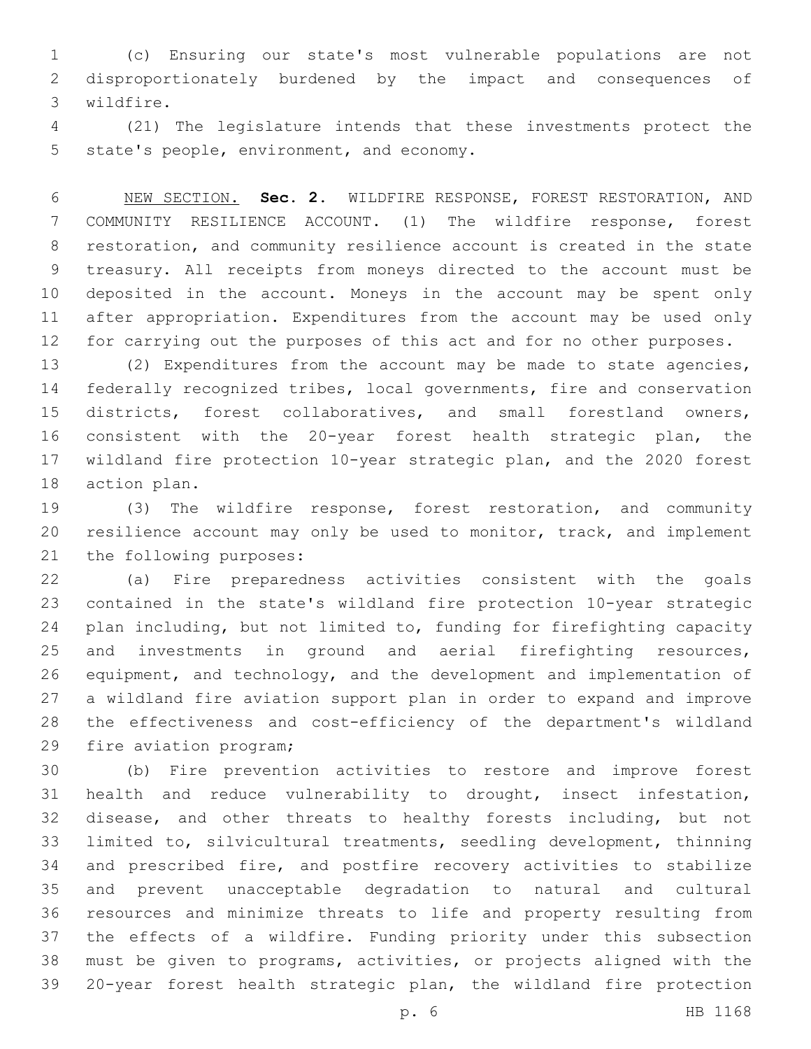(c) Ensuring our state's most vulnerable populations are not disproportionately burdened by the impact and consequences of wildfire.

(21) The legislature intends that these investments protect the state's people, environment, and economy.

NEW SECTION. **Sec. 2.** WILDFIRE RESPONSE, FOREST RESTORATION, AND COMMUNITY RESILIENCE ACCOUNT. (1) The wildfire response, forest restoration, and community resilience account is created in the state treasury. All receipts from moneys directed to the account must be deposited in the account. Moneys in the account may be spent only after appropriation. Expenditures from the account may be used only for carrying out the purposes of this act and for no other purposes.

(2) Expenditures from the account may be made to state agencies, federally recognized tribes, local governments, fire and conservation districts, forest collaboratives, and small forestland owners, consistent with the 20-year forest health strategic plan, the wildland fire protection 10-year strategic plan, and the 2020 forest action plan.

(3) The wildfire response, forest restoration, and community resilience account may only be used to monitor, track, and implement the following purposes:

(a) Fire preparedness activities consistent with the goals contained in the state's wildland fire protection 10-year strategic plan including, but not limited to, funding for firefighting capacity and investments in ground and aerial firefighting resources, equipment, and technology, and the development and implementation of a wildland fire aviation support plan in order to expand and improve the effectiveness and cost-efficiency of the department's wildland fire aviation program;

(b) Fire prevention activities to restore and improve forest health and reduce vulnerability to drought, insect infestation, disease, and other threats to healthy forests including, but not limited to, silvicultural treatments, seedling development, thinning and prescribed fire, and postfire recovery activities to stabilize and prevent unacceptable degradation to natural and cultural resources and minimize threats to life and property resulting from the effects of a wildfire. Funding priority under this subsection must be given to programs, activities, or projects aligned with the 20-year forest health strategic plan, the wildland fire protection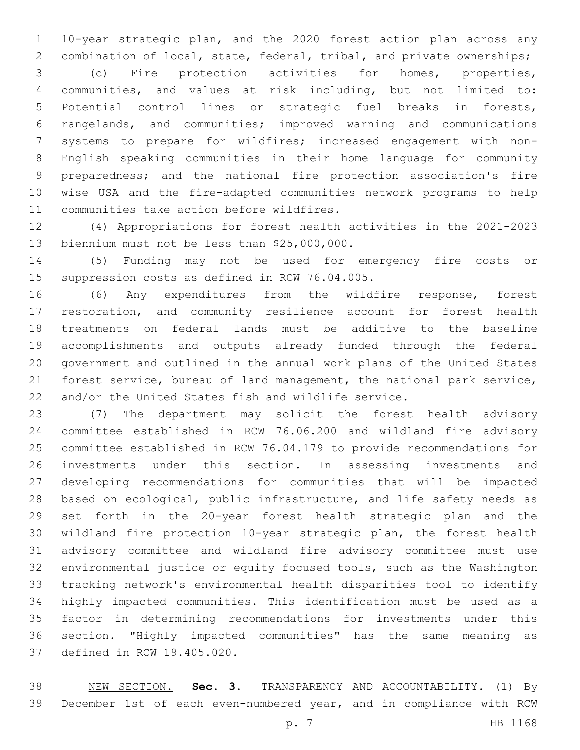10-year strategic plan, and the 2020 forest action plan across any combination of local, state, federal, tribal, and private ownerships;

(c) Fire protection activities for homes, properties, communities, and values at risk including, but not limited to: Potential control lines or strategic fuel breaks in forests, rangelands, and communities; improved warning and communications systems to prepare for wildfires; increased engagement with non-English speaking communities in their home language for community preparedness; and the national fire protection association's fire wise USA and the fire-adapted communities network programs to help communities take action before wildfires.

(4) Appropriations for forest health activities in the 2021-2023 biennium must not be less than $25,000,000.

(5) Funding may not be used for emergency fire costs or suppression costs as defined in RCW 76.04.005.

(6) Any expenditures from the wildfire response, forest restoration, and community resilience account for forest health treatments on federal lands must be additive to the baseline accomplishments and outputs already funded through the federal government and outlined in the annual work plans of the United States forest service, bureau of land management, the national park service, and/or the United States fish and wildlife service.

(7) The department may solicit the forest health advisory committee established in RCW 76.06.200 and wildland fire advisory committee established in RCW 76.04.179 to provide recommendations for investments under this section. In assessing investments and developing recommendations for communities that will be impacted based on ecological, public infrastructure, and life safety needs as set forth in the 20-year forest health strategic plan and the wildland fire protection 10-year strategic plan, the forest health advisory committee and wildland fire advisory committee must use environmental justice or equity focused tools, such as the Washington tracking network's environmental health disparities tool to identify highly impacted communities. This identification must be used as a factor in determining recommendations for investments under this section. "Highly impacted communities" has the same meaning as defined in RCW 19.405.020.

NEW SECTION. **Sec. 3.** TRANSPARENCY AND ACCOUNTABILITY. (1) By December 1st of each even-numbered year, and in compliance with RCW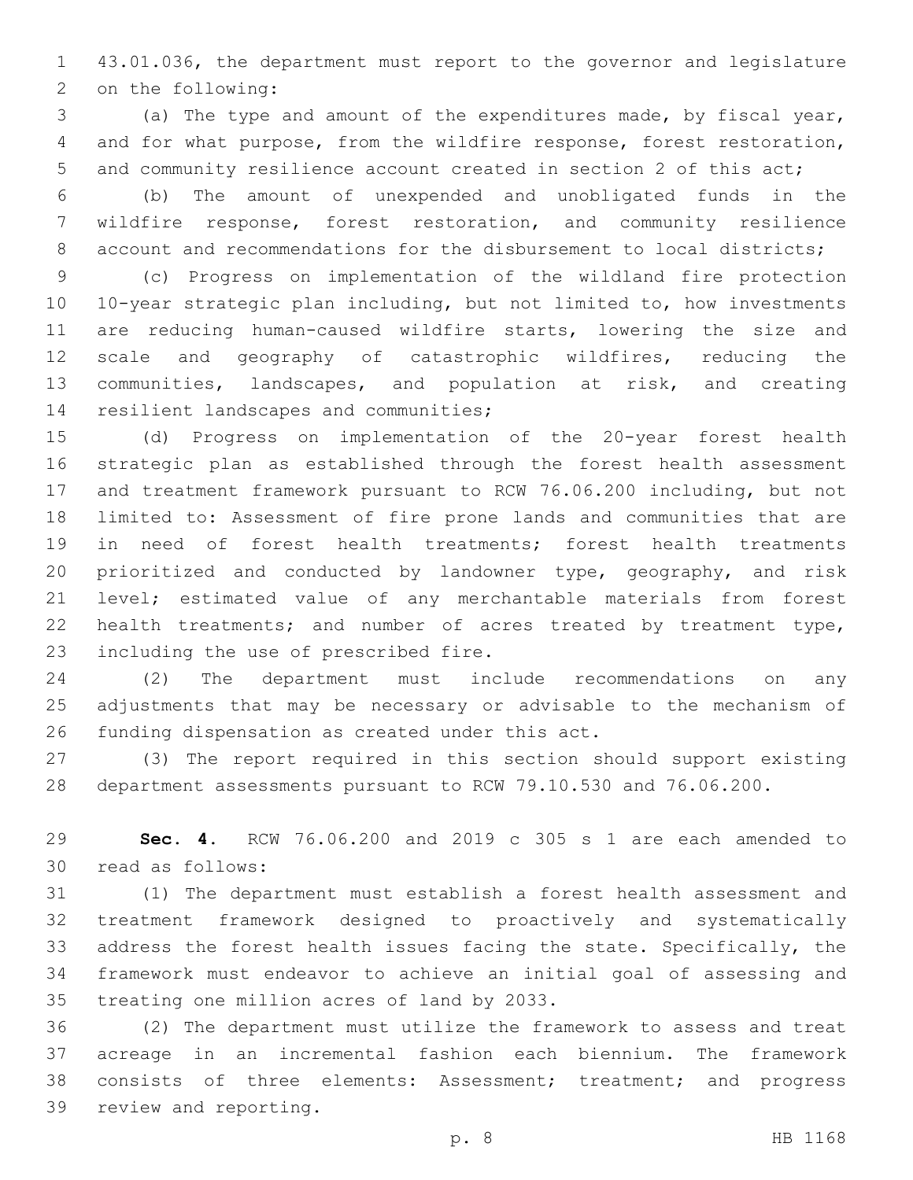43.01.036, the department must report to the governor and legislature on the following:

(a) The type and amount of the expenditures made, by fiscal year, and for what purpose, from the wildfire response, forest restoration, and community resilience account created in section 2 of this act;

(b) The amount of unexpended and unobligated funds in the wildfire response, forest restoration, and community resilience account and recommendations for the disbursement to local districts;

(c) Progress on implementation of the wildland fire protection 10-year strategic plan including, but not limited to, how investments are reducing human-caused wildfire starts, lowering the size and scale and geography of catastrophic wildfires, reducing the communities, landscapes, and population at risk, and creating resilient landscapes and communities;

(d) Progress on implementation of the 20-year forest health strategic plan as established through the forest health assessment and treatment framework pursuant to RCW 76.06.200 including, but not limited to: Assessment of fire prone lands and communities that are in need of forest health treatments; forest health treatments prioritized and conducted by landowner type, geography, and risk level; estimated value of any merchantable materials from forest health treatments; and number of acres treated by treatment type, including the use of prescribed fire.

(2) The department must include recommendations on any adjustments that may be necessary or advisable to the mechanism of funding dispensation as created under this act.

(3) The report required in this section should support existing department assessments pursuant to RCW 79.10.530 and 76.06.200.

**Sec. 4.** RCW 76.06.200 and 2019 c 305 s 1 are each amended to read as follows:

(1) The department must establish a forest health assessment and treatment framework designed to proactively and systematically address the forest health issues facing the state. Specifically, the framework must endeavor to achieve an initial goal of assessing and treating one million acres of land by 2033.

(2) The department must utilize the framework to assess and treat acreage in an incremental fashion each biennium. The framework consists of three elements: Assessment; treatment; and progress review and reporting.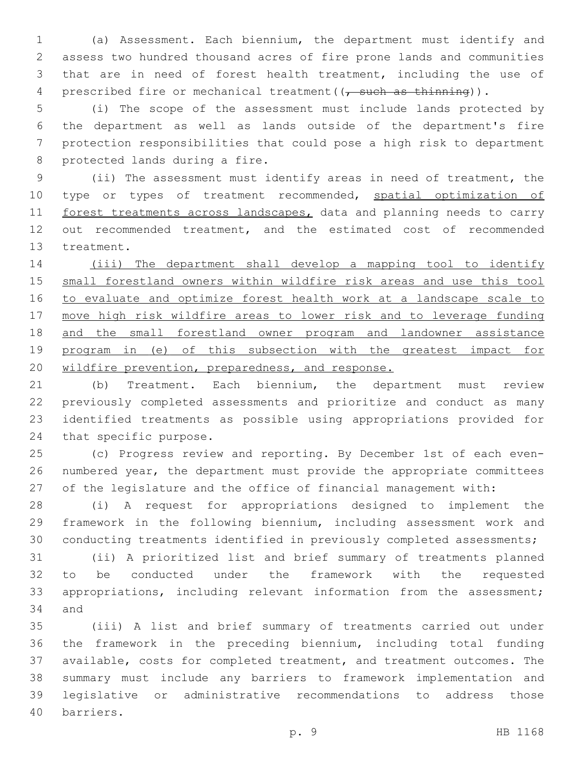(a) Assessment. Each biennium, the department must identify and assess two hundred thousand acres of fire prone lands and communities that are in need of forest health treatment, including the use of prescribed fire or mechanical treatment((~~, such as thinning~~)).

(i) The scope of the assessment must include lands protected by the department as well as lands outside of the department's fire protection responsibilities that could pose a high risk to department protected lands during a fire.

(ii) The assessment must identify areas in need of treatment, the type or types of treatment recommended, <u>spatial optimization of forest treatments across landscapes,</u> data and planning needs to carry out recommended treatment, and the estimated cost of recommended treatment.

<u>(iii) The department shall develop a mapping tool to identify small forestland owners within wildfire risk areas and use this tool to evaluate and optimize forest health work at a landscape scale to move high risk wildfire areas to lower risk and to leverage funding and the small forestland owner program and landowner assistance program in (e) of this subsection with the greatest impact for wildfire prevention, preparedness, and response.</u>

(b) Treatment. Each biennium, the department must review previously completed assessments and prioritize and conduct as many identified treatments as possible using appropriations provided for that specific purpose.

(c) Progress review and reporting. By December 1st of each even-numbered year, the department must provide the appropriate committees of the legislature and the office of financial management with:

(i) A request for appropriations designed to implement the framework in the following biennium, including assessment work and conducting treatments identified in previously completed assessments;

(ii) A prioritized list and brief summary of treatments planned to be conducted under the framework with the requested appropriations, including relevant information from the assessment; and

(iii) A list and brief summary of treatments carried out under the framework in the preceding biennium, including total funding available, costs for completed treatment, and treatment outcomes. The summary must include any barriers to framework implementation and legislative or administrative recommendations to address those barriers.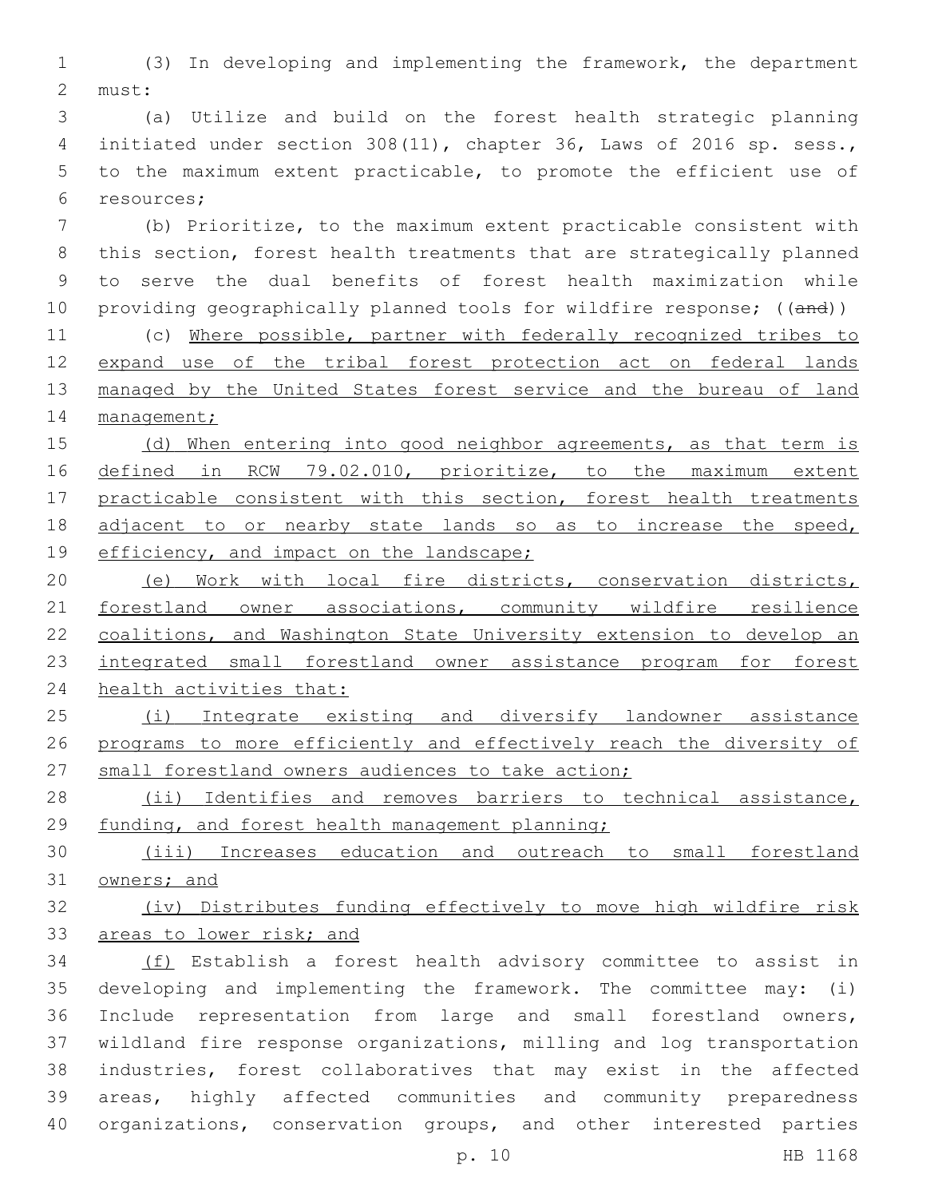(3) In developing and implementing the framework, the department must:

(a) Utilize and build on the forest health strategic planning initiated under section 308(11), chapter 36, Laws of 2016 sp. sess., to the maximum extent practicable, to promote the efficient use of resources;

(b) Prioritize, to the maximum extent practicable consistent with this section, forest health treatments that are strategically planned to serve the dual benefits of forest health maximization while providing geographically planned tools for wildfire response; ((~~and~~))

(c) Where possible, partner with federally recognized tribes to expand use of the tribal forest protection act on federal lands managed by the United States forest service and the bureau of land management;

(d) When entering into good neighbor agreements, as that term is defined in RCW 79.02.010, prioritize, to the maximum extent practicable consistent with this section, forest health treatments adjacent to or nearby state lands so as to increase the speed, efficiency, and impact on the landscape;

(e) Work with local fire districts, conservation districts, forestland owner associations, community wildfire resilience coalitions, and Washington State University extension to develop an integrated small forestland owner assistance program for forest health activities that:

(i) Integrate existing and diversify landowner assistance programs to more efficiently and effectively reach the diversity of small forestland owners audiences to take action;

(ii) Identifies and removes barriers to technical assistance, funding, and forest health management planning;

(iii) Increases education and outreach to small forestland owners; and

(iv) Distributes funding effectively to move high wildfire risk areas to lower risk; and

(f) Establish a forest health advisory committee to assist in developing and implementing the framework. The committee may: (i) Include representation from large and small forestland owners, wildland fire response organizations, milling and log transportation industries, forest collaboratives that may exist in the affected areas, highly affected communities and community preparedness organizations, conservation groups, and other interested parties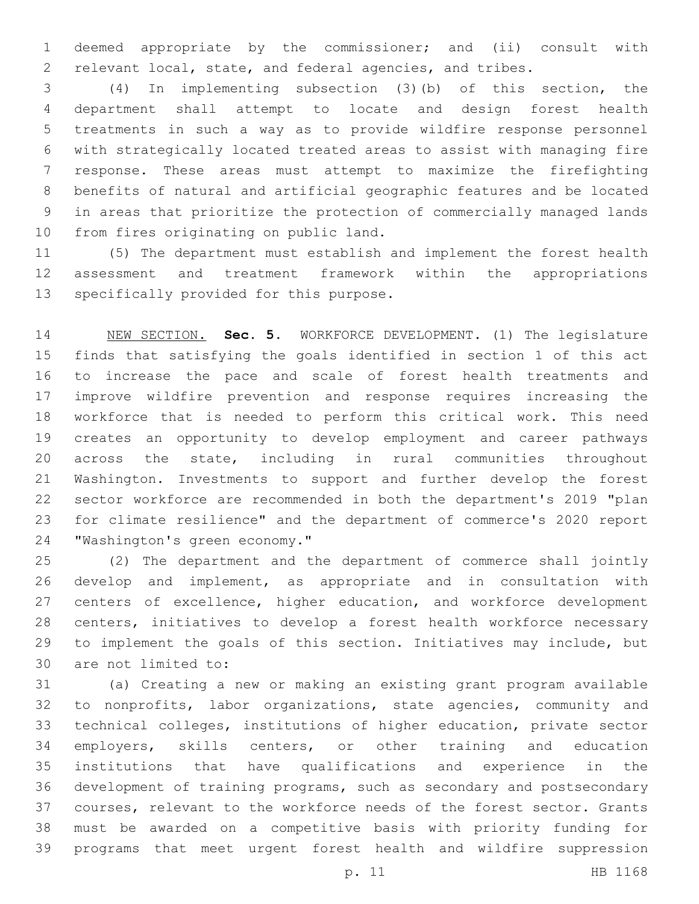deemed appropriate by the commissioner; and (ii) consult with relevant local, state, and federal agencies, and tribes.

(4) In implementing subsection (3)(b) of this section, the department shall attempt to locate and design forest health treatments in such a way as to provide wildfire response personnel with strategically located treated areas to assist with managing fire response. These areas must attempt to maximize the firefighting benefits of natural and artificial geographic features and be located in areas that prioritize the protection of commercially managed lands from fires originating on public land.

(5) The department must establish and implement the forest health assessment and treatment framework within the appropriations specifically provided for this purpose.

NEW SECTION. **Sec. 5.** WORKFORCE DEVELOPMENT. (1) The legislature finds that satisfying the goals identified in section 1 of this act to increase the pace and scale of forest health treatments and improve wildfire prevention and response requires increasing the workforce that is needed to perform this critical work. This need creates an opportunity to develop employment and career pathways across the state, including in rural communities throughout Washington. Investments to support and further develop the forest sector workforce are recommended in both the department's 2019 "plan for climate resilience" and the department of commerce's 2020 report "Washington's green economy."

(2) The department and the department of commerce shall jointly develop and implement, as appropriate and in consultation with centers of excellence, higher education, and workforce development centers, initiatives to develop a forest health workforce necessary to implement the goals of this section. Initiatives may include, but are not limited to:

(a) Creating a new or making an existing grant program available to nonprofits, labor organizations, state agencies, community and technical colleges, institutions of higher education, private sector employers, skills centers, or other training and education institutions that have qualifications and experience in the development of training programs, such as secondary and postsecondary courses, relevant to the workforce needs of the forest sector. Grants must be awarded on a competitive basis with priority funding for programs that meet urgent forest health and wildfire suppression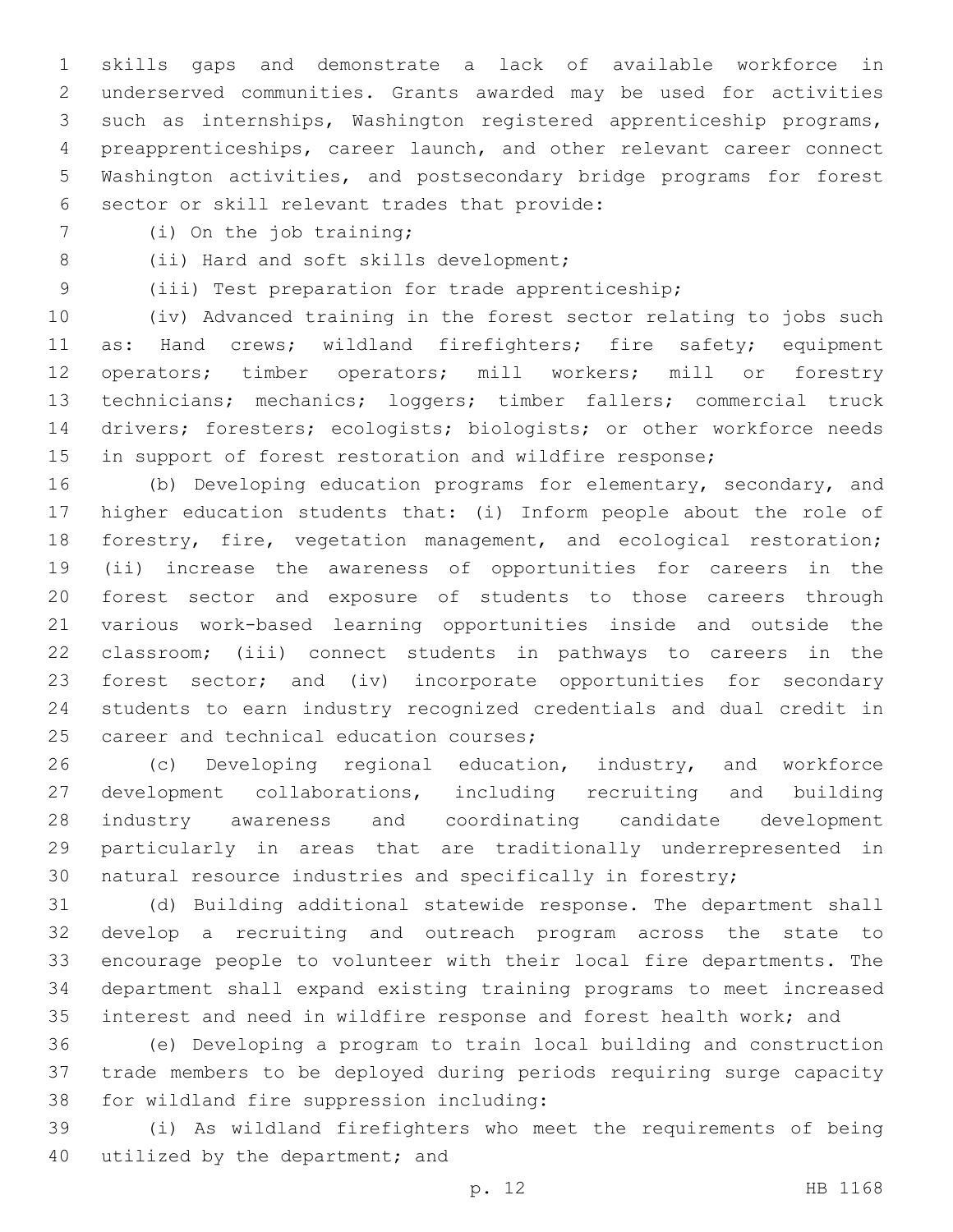skills gaps and demonstrate a lack of available workforce in underserved communities. Grants awarded may be used for activities such as internships, Washington registered apprenticeship programs, preapprenticeships, career launch, and other relevant career connect Washington activities, and postsecondary bridge programs for forest sector or skill relevant trades that provide:

(i) On the job training;

(ii) Hard and soft skills development;

(iii) Test preparation for trade apprenticeship;

(iv) Advanced training in the forest sector relating to jobs such as: Hand crews; wildland firefighters; fire safety; equipment operators; timber operators; mill workers; mill or forestry technicians; mechanics; loggers; timber fallers; commercial truck drivers; foresters; ecologists; biologists; or other workforce needs in support of forest restoration and wildfire response;

(b) Developing education programs for elementary, secondary, and higher education students that: (i) Inform people about the role of forestry, fire, vegetation management, and ecological restoration; (ii) increase the awareness of opportunities for careers in the forest sector and exposure of students to those careers through various work-based learning opportunities inside and outside the classroom; (iii) connect students in pathways to careers in the forest sector; and (iv) incorporate opportunities for secondary students to earn industry recognized credentials and dual credit in career and technical education courses;

(c) Developing regional education, industry, and workforce development collaborations, including recruiting and building industry awareness and coordinating candidate development particularly in areas that are traditionally underrepresented in natural resource industries and specifically in forestry;

(d) Building additional statewide response. The department shall develop a recruiting and outreach program across the state to encourage people to volunteer with their local fire departments. The department shall expand existing training programs to meet increased interest and need in wildfire response and forest health work; and

(e) Developing a program to train local building and construction trade members to be deployed during periods requiring surge capacity for wildland fire suppression including:

(i) As wildland firefighters who meet the requirements of being utilized by the department; and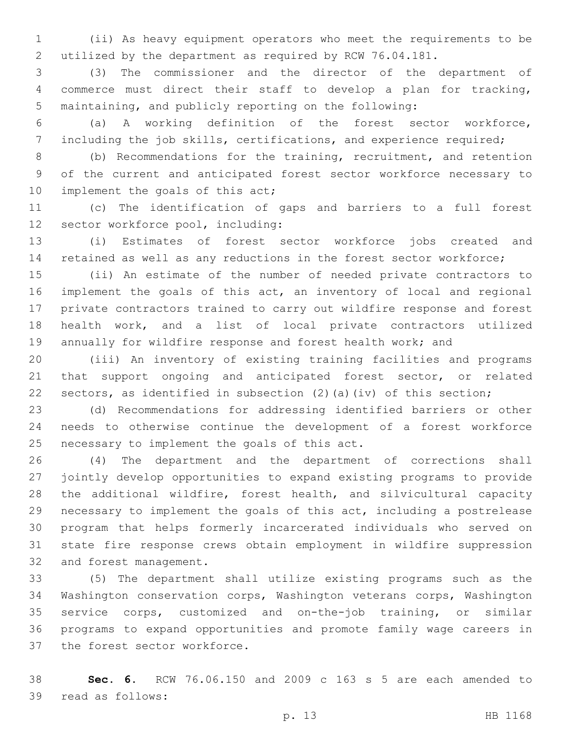(ii) As heavy equipment operators who meet the requirements to be utilized by the department as required by RCW 76.04.181.

(3) The commissioner and the director of the department of commerce must direct their staff to develop a plan for tracking, maintaining, and publicly reporting on the following:

(a) A working definition of the forest sector workforce, including the job skills, certifications, and experience required;

(b) Recommendations for the training, recruitment, and retention of the current and anticipated forest sector workforce necessary to implement the goals of this act;

(c) The identification of gaps and barriers to a full forest sector workforce pool, including:

(i) Estimates of forest sector workforce jobs created and retained as well as any reductions in the forest sector workforce;

(ii) An estimate of the number of needed private contractors to implement the goals of this act, an inventory of local and regional private contractors trained to carry out wildfire response and forest health work, and a list of local private contractors utilized annually for wildfire response and forest health work; and

(iii) An inventory of existing training facilities and programs that support ongoing and anticipated forest sector, or related sectors, as identified in subsection (2)(a)(iv) of this section;

(d) Recommendations for addressing identified barriers or other needs to otherwise continue the development of a forest workforce necessary to implement the goals of this act.

(4) The department and the department of corrections shall jointly develop opportunities to expand existing programs to provide the additional wildfire, forest health, and silvicultural capacity necessary to implement the goals of this act, including a postrelease program that helps formerly incarcerated individuals who served on state fire response crews obtain employment in wildfire suppression and forest management.

(5) The department shall utilize existing programs such as the Washington conservation corps, Washington veterans corps, Washington service corps, customized and on-the-job training, or similar programs to expand opportunities and promote family wage careers in the forest sector workforce.

**Sec. 6.** RCW 76.06.150 and 2009 c 163 s 5 are each amended to read as follows: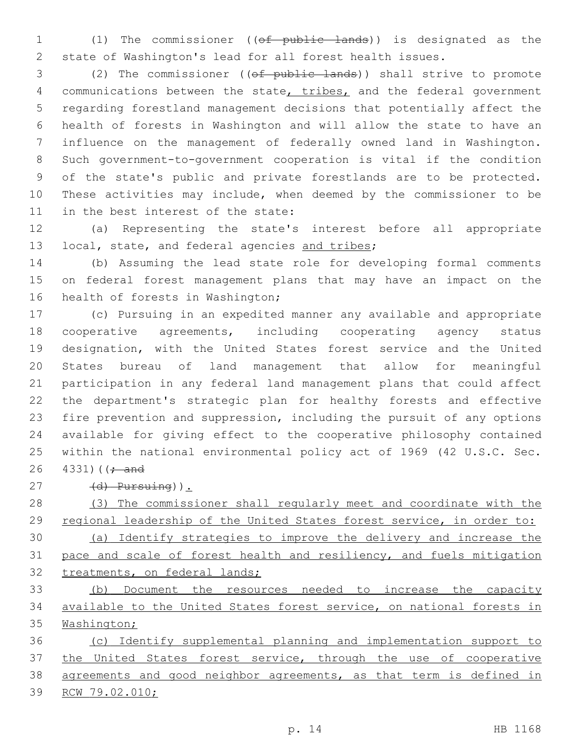(1) The commissioner ((~~of public lands~~)) is designated as the state of Washington's lead for all forest health issues.

(2) The commissioner ((~~of public lands~~)) shall strive to promote communications between the state<u>, tribes,</u> and the federal government regarding forestland management decisions that potentially affect the health of forests in Washington and will allow the state to have an influence on the management of federally owned land in Washington. Such government-to-government cooperation is vital if the condition of the state's public and private forestlands are to be protected. These activities may include, when deemed by the commissioner to be in the best interest of the state:

(a) Representing the state's interest before all appropriate local, state, and federal agencies <u>and tribes</u>;

(b) Assuming the lead state role for developing formal comments on federal forest management plans that may have an impact on the health of forests in Washington;

(c) Pursuing in an expedited manner any available and appropriate cooperative agreements, including cooperating agency status designation, with the United States forest service and the United States bureau of land management that allow for meaningful participation in any federal land management plans that could affect the department's strategic plan for healthy forests and effective fire prevention and suppression, including the pursuit of any options available for giving effect to the cooperative philosophy contained within the national environmental policy act of 1969 (42 U.S.C. Sec. 4331)((~~; and~~

~~(d) Pursuing~~))<u>.</u>

<u>(3) The commissioner shall regularly meet and coordinate with the regional leadership of the United States forest service, in order to:</u>

<u>(a) Identify strategies to improve the delivery and increase the pace and scale of forest health and resiliency, and fuels mitigation treatments, on federal lands;</u>

<u>(b) Document the resources needed to increase the capacity available to the United States forest service, on national forests in Washington;</u>

<u>(c) Identify supplemental planning and implementation support to the United States forest service, through the use of cooperative agreements and good neighbor agreements, as that term is defined in RCW 79.02.010;</u>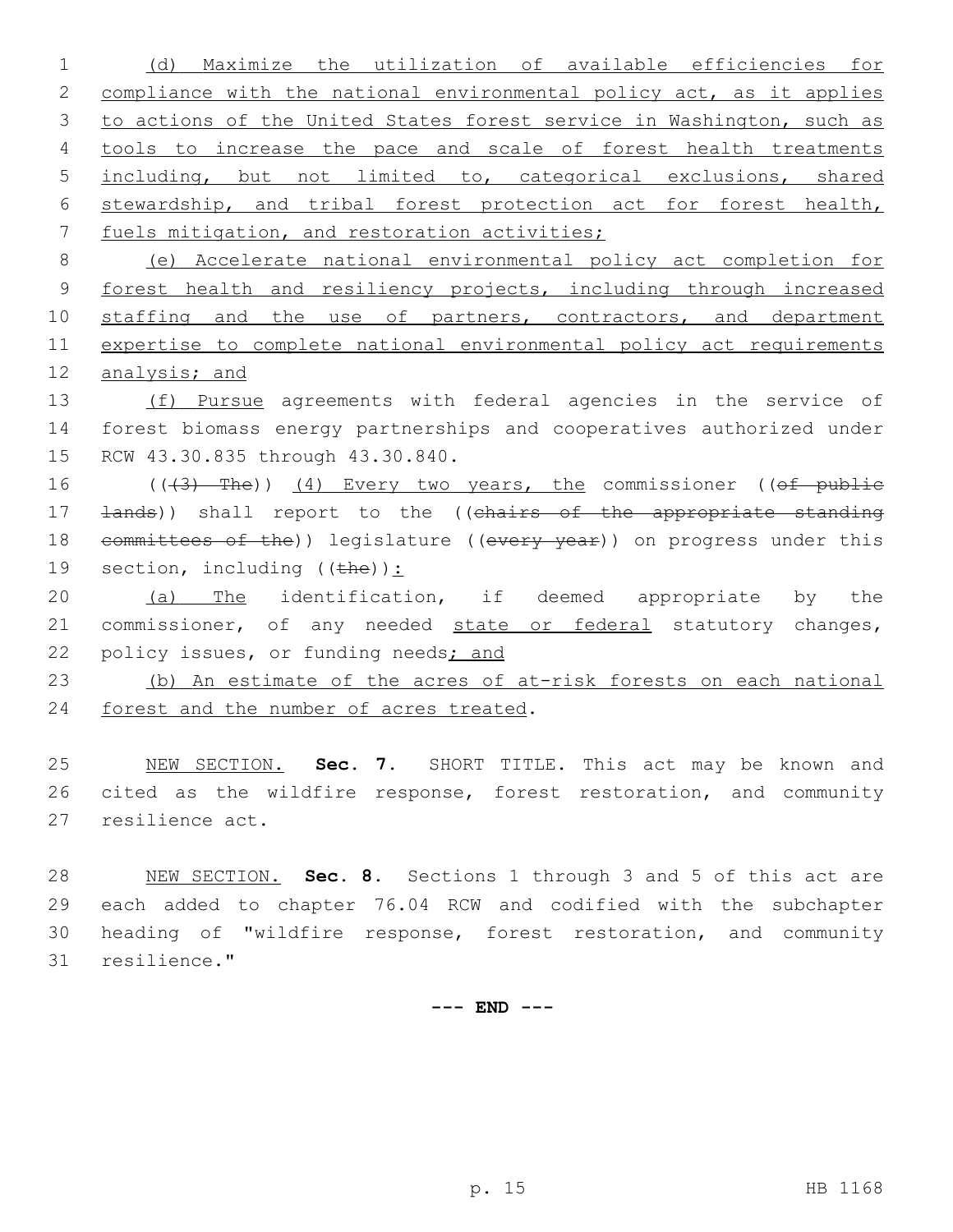(d) Maximize the utilization of available efficiencies for compliance with the national environmental policy act, as it applies to actions of the United States forest service in Washington, such as tools to increase the pace and scale of forest health treatments including, but not limited to, categorical exclusions, shared stewardship, and tribal forest protection act for forest health, fuels mitigation, and restoration activities;

(e) Accelerate national environmental policy act completion for forest health and resiliency projects, including through increased staffing and the use of partners, contractors, and department expertise to complete national environmental policy act requirements analysis; and

(f) Pursue agreements with federal agencies in the service of forest biomass energy partnerships and cooperatives authorized under RCW 43.30.835 through 43.30.840.

((~~(3) The~~)) (4) Every two years, the commissioner ((~~of public lands~~)) shall report to the ((~~chairs of the appropriate standing committees of the~~)) legislature ((~~every year~~)) on progress under this section, including ((~~the~~)):

(a) The identification, if deemed appropriate by the commissioner, of any needed state or federal statutory changes, policy issues, or funding needs; and

(b) An estimate of the acres of at-risk forests on each national forest and the number of acres treated.

NEW SECTION. **Sec. 7.** SHORT TITLE. This act may be known and cited as the wildfire response, forest restoration, and community resilience act.

NEW SECTION. **Sec. 8.** Sections 1 through 3 and 5 of this act are each added to chapter 76.04 RCW and codified with the subchapter heading of "wildfire response, forest restoration, and community resilience."

**--- END ---**